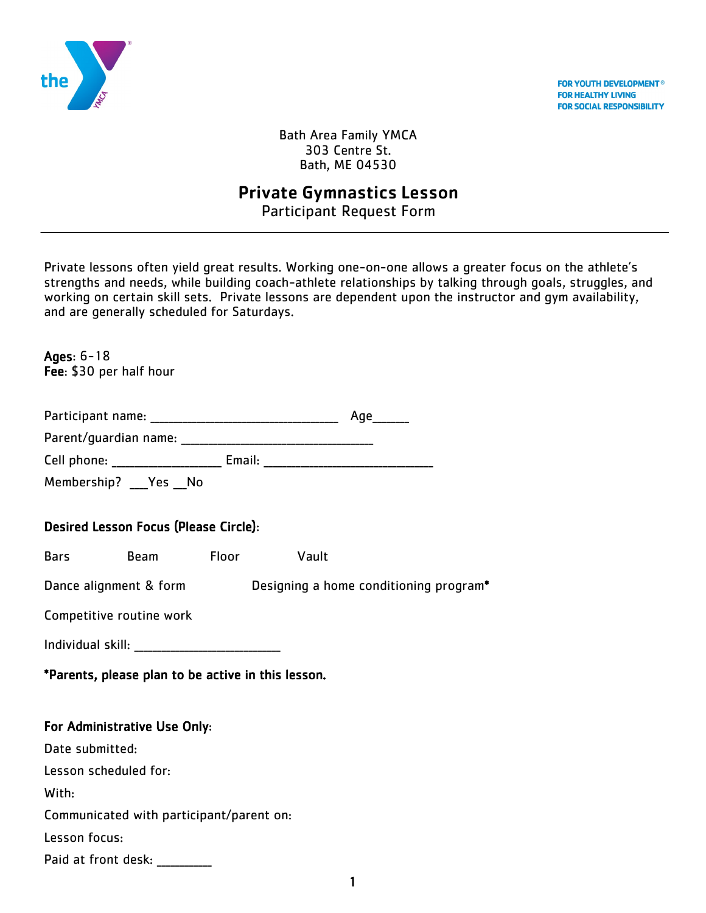FOR YOUTH DEVELOPMENT®
FOR HEALTHY LIVING
FOR SOCIAL RESPONSIBILITY

Bath Area Family YMCA
303 Centre St.
Bath, ME 04530

# Private Gymnastics Lesson

Participant Request Form

---

Private lessons often yield great results. Working one-on-one allows a greater focus on the athlete's strengths and needs, while building coach-athlete relationships by talking through goals, struggles, and working on certain skill sets. Private lessons are dependent upon the instructor and gym availability, and are generally scheduled for Saturdays.

**Ages**: 6-18
**Fee**: $30 per half hour

Participant name: ______________________________ Age______

Parent/guardian name: ______________________________

Cell phone: _________________ Email: ___________________________

Membership? ___Yes __No

**Desired Lesson Focus (Please Circle)**:

Bars Beam Floor Vault

Dance alignment & form Designing a home conditioning program*

Competitive routine work

Individual skill: _______________________

**\*Parents, please plan to be active in this lesson.**

**For Administrative Use Only**:

Date submitted:

Lesson scheduled for:

With:

Communicated with participant/parent on:

Lesson focus:

Paid at front desk: _________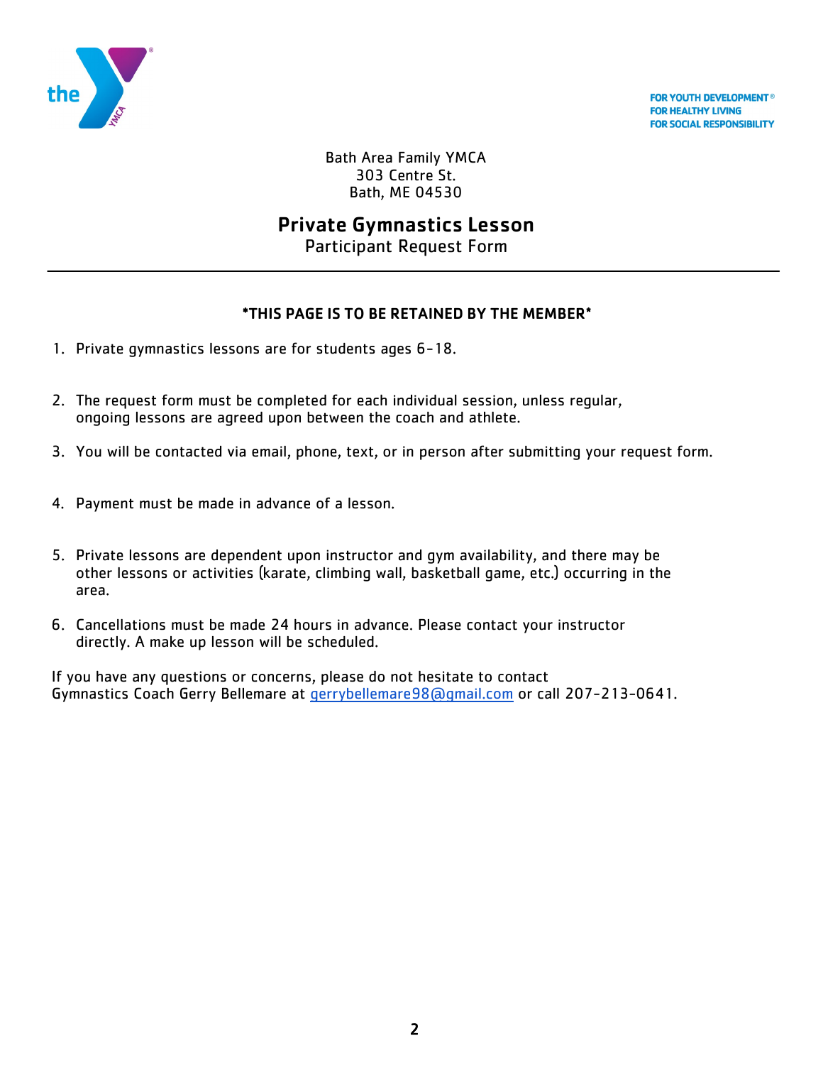FOR YOUTH DEVELOPMENT®
FOR HEALTHY LIVING
FOR SOCIAL RESPONSIBILITY

Bath Area Family YMCA
303 Centre St.
Bath, ME 04530

# Private Gymnastics Lesson

Participant Request Form

---

**\*THIS PAGE IS TO BE RETAINED BY THE MEMBER\***

1. Private gymnastics lessons are for students ages 6-18.
2. The request form must be completed for each individual session, unless regular, ongoing lessons are agreed upon between the coach and athlete.
3. You will be contacted via email, phone, text, or in person after submitting your request form.
4. Payment must be made in advance of a lesson.
5. Private lessons are dependent upon instructor and gym availability, and there may be other lessons or activities (karate, climbing wall, basketball game, etc.) occurring in the area.
6. Cancellations must be made 24 hours in advance. Please contact your instructor directly. A make up lesson will be scheduled.

If you have any questions or concerns, please do not hesitate to contact Gymnastics Coach Gerry Bellemare at gerrybellemare98@gmail.com or call 207-213-0641.